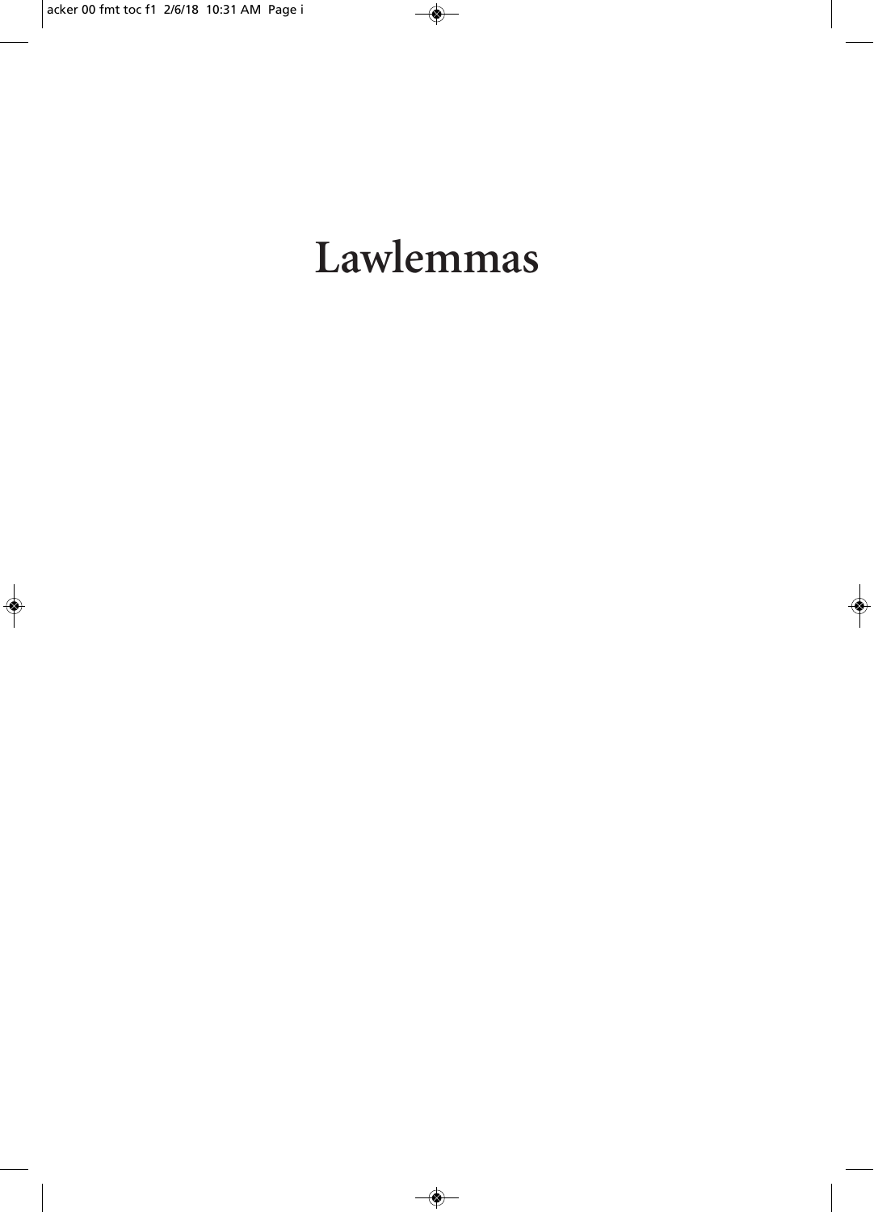# Lawlemmas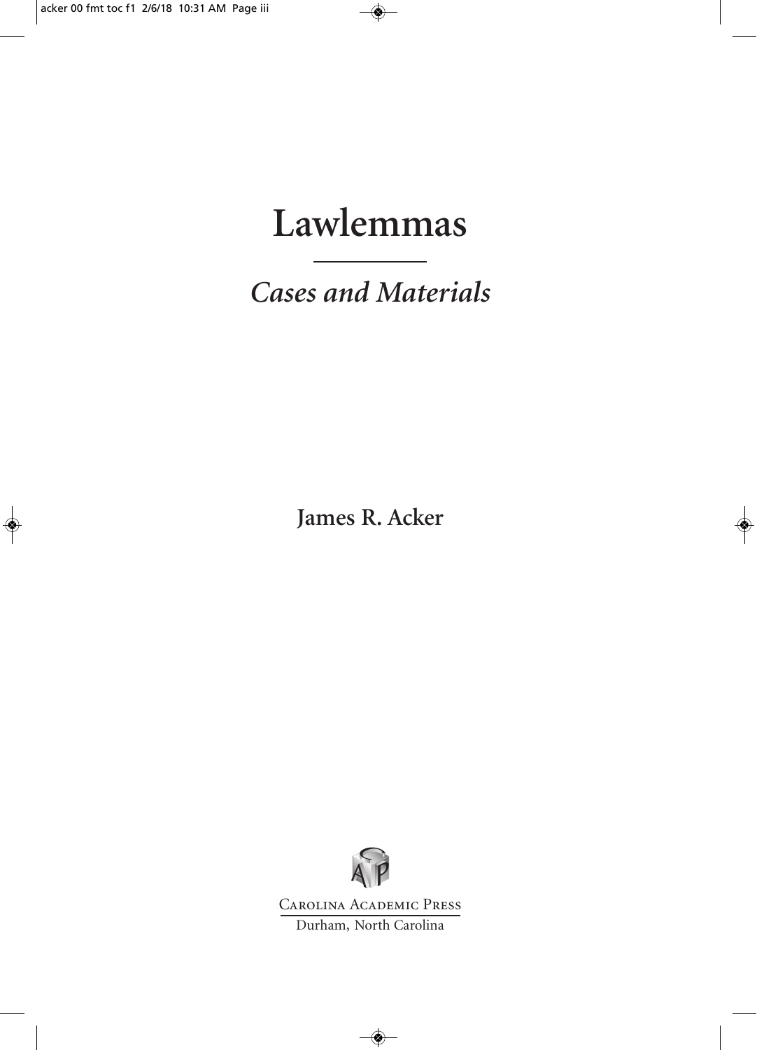# Lawlemmas

## *Cases and Materials*

**James R. Acker**

Carolina Academic Press

Durham, North Carolina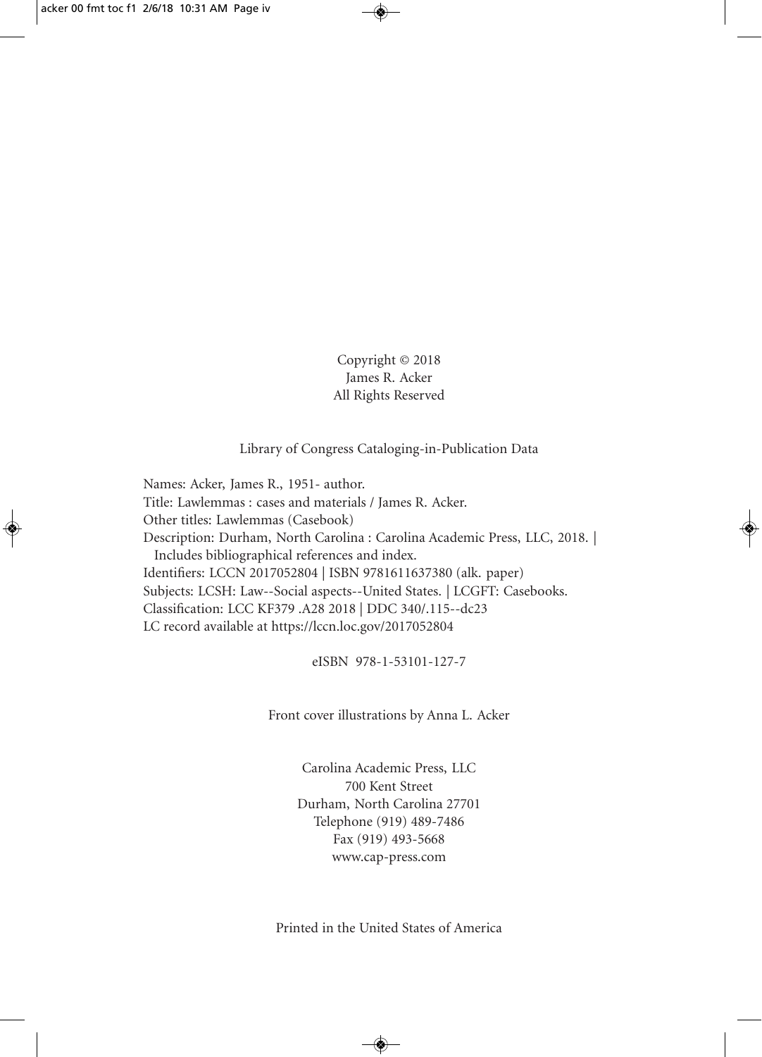Copyright © 2018
James R. Acker
All Rights Reserved

Library of Congress Cataloging-in-Publication Data

Names: Acker, James R., 1951- author.
Title: Lawlemmas : cases and materials / James R. Acker.
Other titles: Lawlemmas (Casebook)
Description: Durham, North Carolina : Carolina Academic Press, LLC, 2018. | Includes bibliographical references and index.
Identifiers: LCCN 2017052804 | ISBN 9781611637380 (alk. paper)
Subjects: LCSH: Law--Social aspects--United States. | LCGFT: Casebooks.
Classification: LCC KF379 .A28 2018 | DDC 340/.115--dc23
LC record available at https://lccn.loc.gov/2017052804

eISBN 978-1-53101-127-7

Front cover illustrations by Anna L. Acker

Carolina Academic Press, LLC
700 Kent Street
Durham, North Carolina 27701
Telephone (919) 489-7486
Fax (919) 493-5668
www.cap-press.com

Printed in the United States of America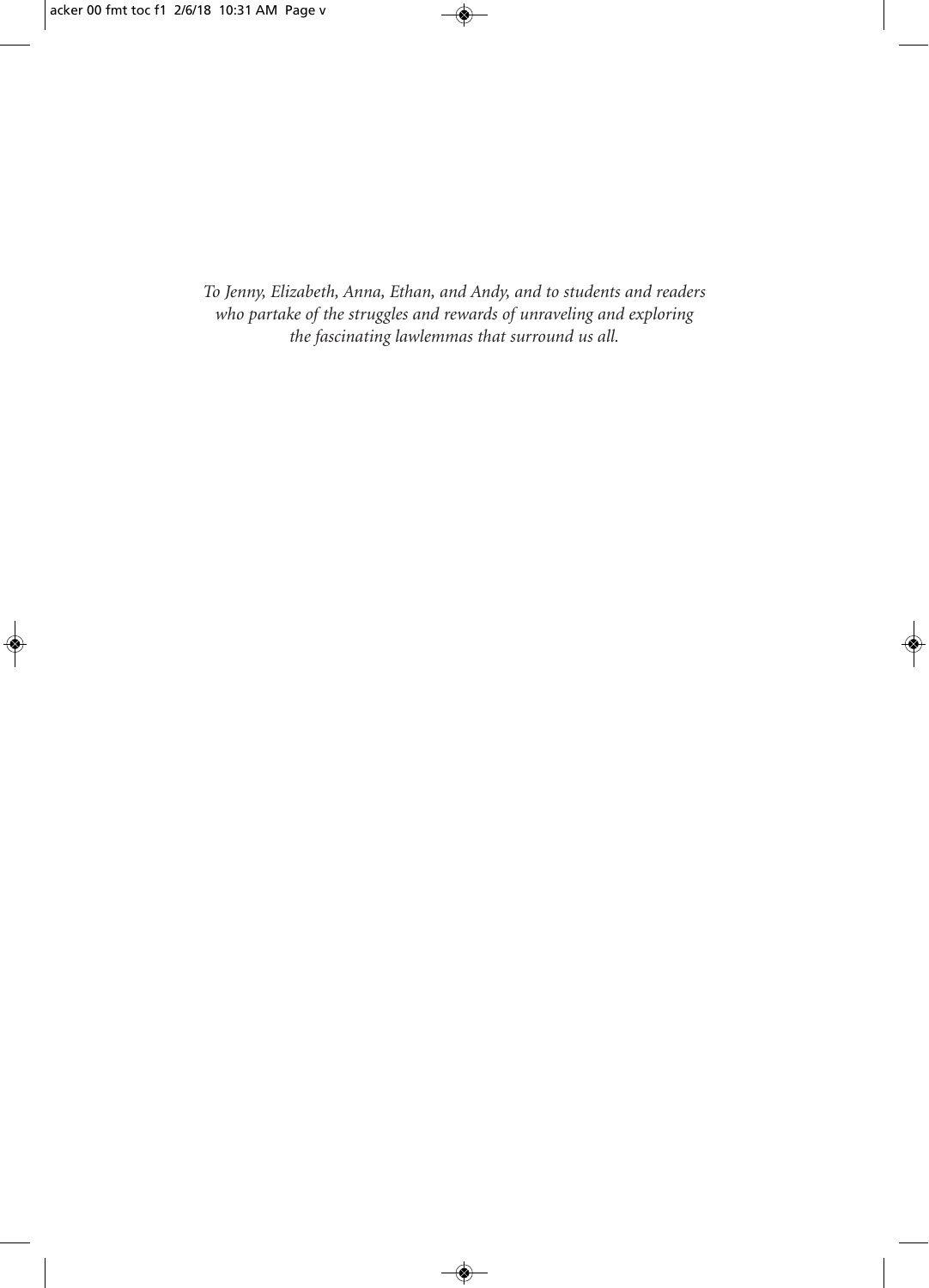*To Jenny, Elizabeth, Anna, Ethan, and Andy, and to students and readers who partake of the struggles and rewards of unraveling and exploring the fascinating lawlemmas that surround us all.*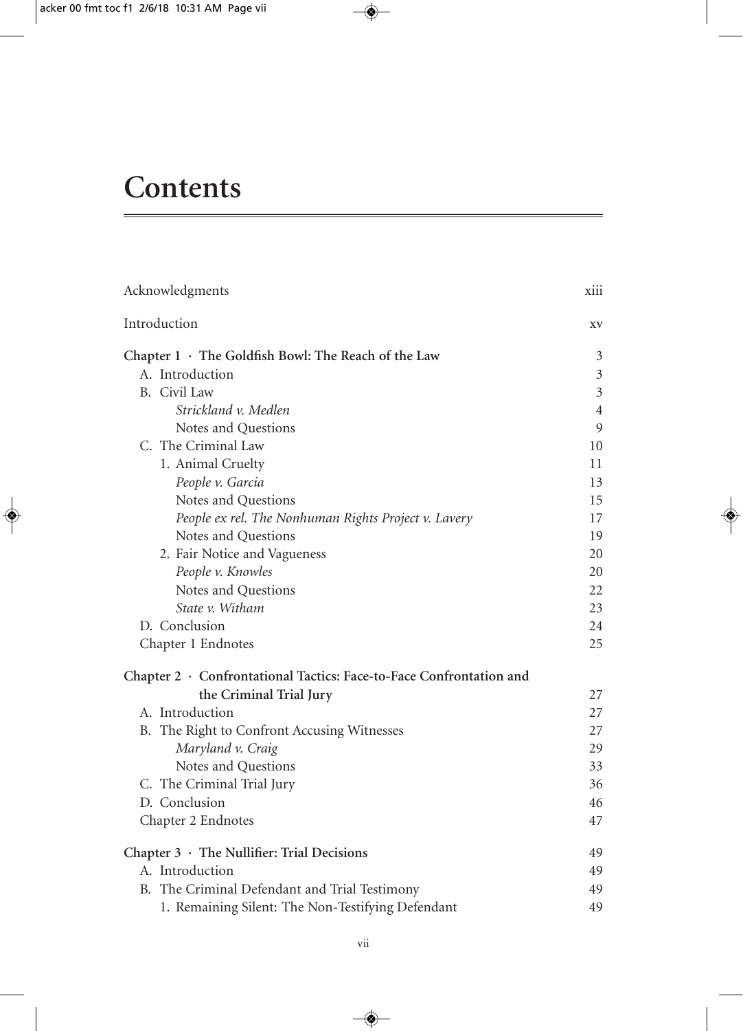# Contents

| | |
|---|---|
| Acknowledgments | xiii |
| Introduction | xv |
| **Chapter 1 · The Goldfish Bowl: The Reach of the Law** | 3 |
| A. Introduction | 3 |
| B. Civil Law | 3 |
| *Strickland v. Medlen* | 4 |
| Notes and Questions | 9 |
| C. The Criminal Law | 10 |
| 1. Animal Cruelty | 11 |
| *People v. Garcia* | 13 |
| Notes and Questions | 15 |
| *People ex rel. The Nonhuman Rights Project v. Lavery* | 17 |
| Notes and Questions | 19 |
| 2. Fair Notice and Vagueness | 20 |
| *People v. Knowles* | 20 |
| Notes and Questions | 22 |
| *State v. Witham* | 23 |
| D. Conclusion | 24 |
| Chapter 1 Endnotes | 25 |
| **Chapter 2 · Confrontational Tactics: Face-to-Face Confrontation and the Criminal Trial Jury** | 27 |
| A. Introduction | 27 |
| B. The Right to Confront Accusing Witnesses | 27 |
| *Maryland v. Craig* | 29 |
| Notes and Questions | 33 |
| C. The Criminal Trial Jury | 36 |
| D. Conclusion | 46 |
| Chapter 2 Endnotes | 47 |
| **Chapter 3 · The Nullifier: Trial Decisions** | 49 |
| A. Introduction | 49 |
| B. The Criminal Defendant and Trial Testimony | 49 |
| 1. Remaining Silent: The Non-Testifying Defendant | 49 |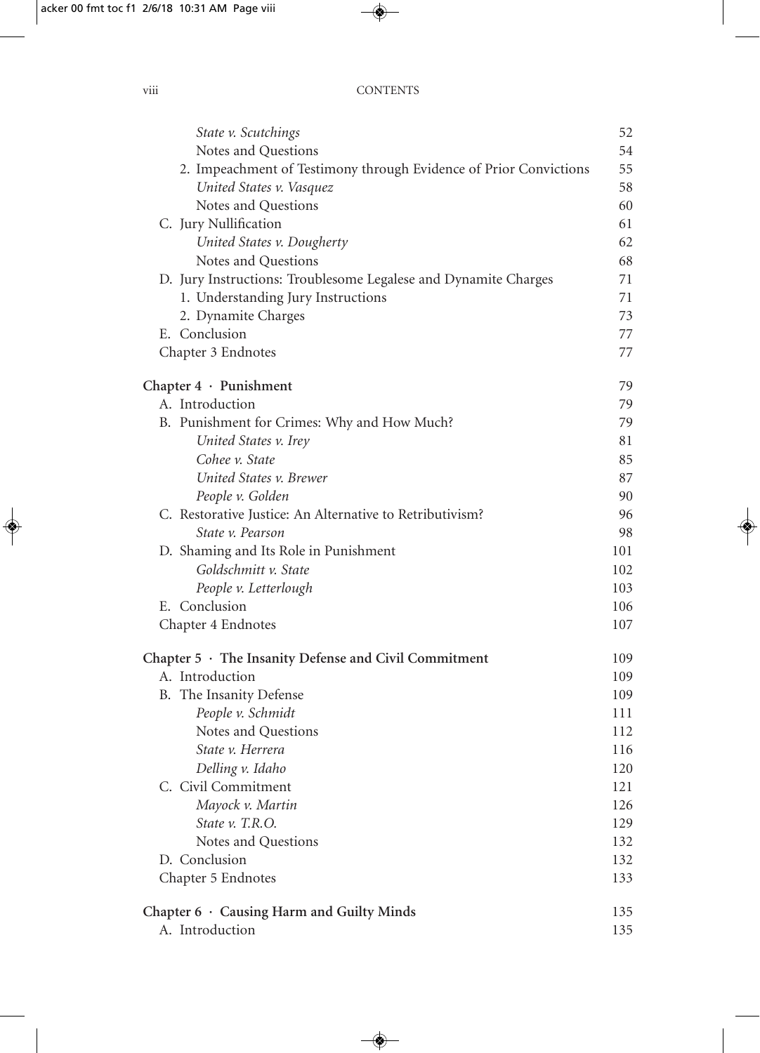| | |
|---|---|
| *State v. Scutchings* | 52 |
| Notes and Questions | 54 |
| 2. Impeachment of Testimony through Evidence of Prior Convictions | 55 |
| *United States v. Vasquez* | 58 |
| Notes and Questions | 60 |
| C. Jury Nullification | 61 |
| *United States v. Dougherty* | 62 |
| Notes and Questions | 68 |
| D. Jury Instructions: Troublesome Legalese and Dynamite Charges | 71 |
| 1. Understanding Jury Instructions | 71 |
| 2. Dynamite Charges | 73 |
| E. Conclusion | 77 |
| Chapter 3 Endnotes | 77 |
| **Chapter 4 · Punishment** | 79 |
| A. Introduction | 79 |
| B. Punishment for Crimes: Why and How Much? | 79 |
| *United States v. Irey* | 81 |
| *Cohee v. State* | 85 |
| *United States v. Brewer* | 87 |
| *People v. Golden* | 90 |
| C. Restorative Justice: An Alternative to Retributivism? | 96 |
| *State v. Pearson* | 98 |
| D. Shaming and Its Role in Punishment | 101 |
| *Goldschmitt v. State* | 102 |
| *People v. Letterlough* | 103 |
| E. Conclusion | 106 |
| Chapter 4 Endnotes | 107 |
| **Chapter 5 · The Insanity Defense and Civil Commitment** | 109 |
| A. Introduction | 109 |
| B. The Insanity Defense | 109 |
| *People v. Schmidt* | 111 |
| Notes and Questions | 112 |
| *State v. Herrera* | 116 |
| *Delling v. Idaho* | 120 |
| C. Civil Commitment | 121 |
| *Mayock v. Martin* | 126 |
| *State v. T.R.O.* | 129 |
| Notes and Questions | 132 |
| D. Conclusion | 132 |
| Chapter 5 Endnotes | 133 |
| **Chapter 6 · Causing Harm and Guilty Minds** | 135 |
| A. Introduction | 135 |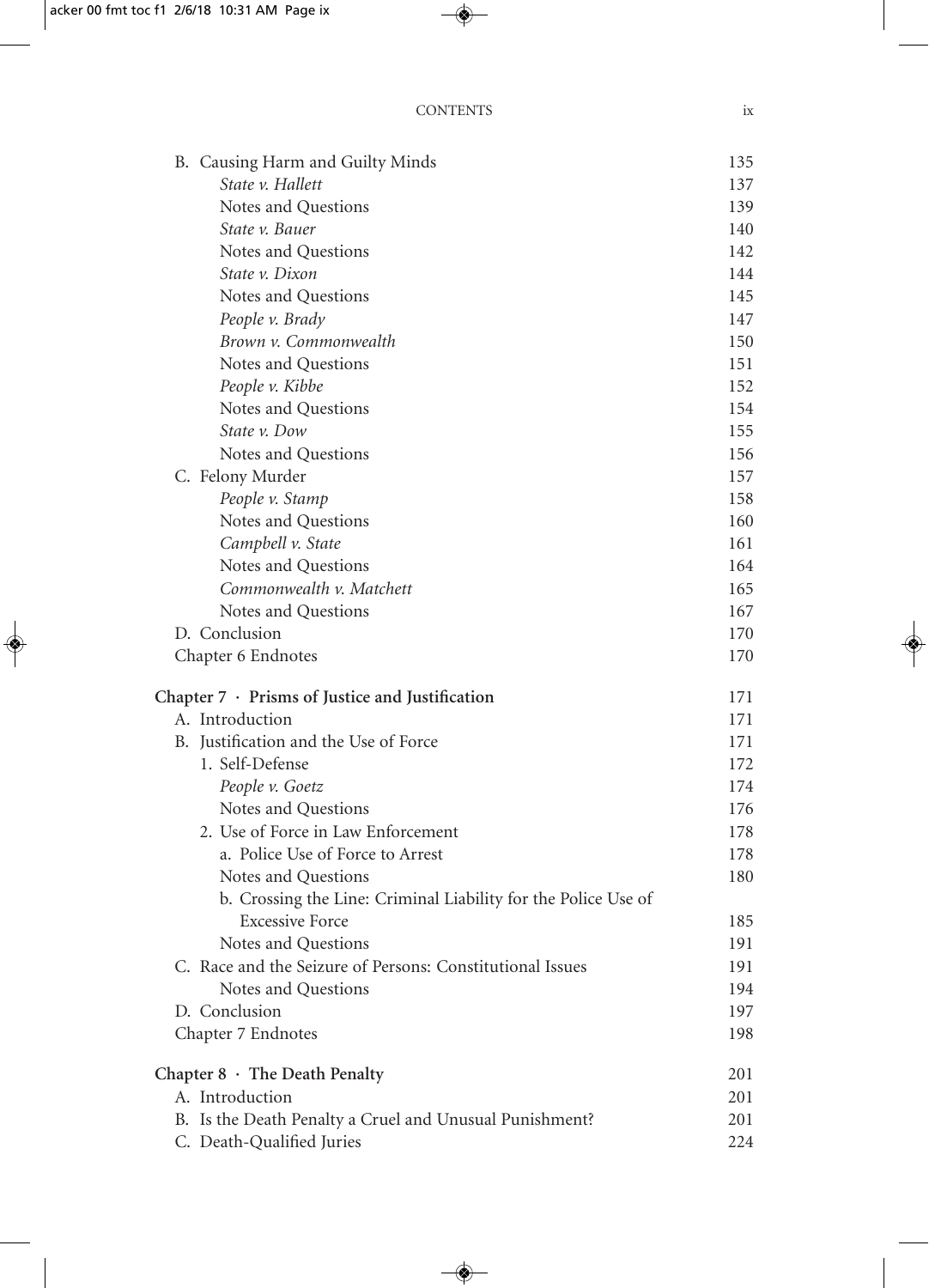B. Causing Harm and Guilty Minds 135
*State v. Hallett* 137
Notes and Questions 139
*State v. Bauer* 140
Notes and Questions 142
*State v. Dixon* 144
Notes and Questions 145
*People v. Brady* 147
*Brown v. Commonwealth* 150
Notes and Questions 151
*People v. Kibbe* 152
Notes and Questions 154
*State v. Dow* 155
Notes and Questions 156
C. Felony Murder 157
*People v. Stamp* 158
Notes and Questions 160
*Campbell v. State* 161
Notes and Questions 164
*Commonwealth v. Matchett* 165
Notes and Questions 167
D. Conclusion 170
Chapter 6 Endnotes 170

**Chapter 7 · Prisms of Justice and Justification** 171
A. Introduction 171
B. Justification and the Use of Force 171
1. Self-Defense 172
*People v. Goetz* 174
Notes and Questions 176
2. Use of Force in Law Enforcement 178
a. Police Use of Force to Arrest 178
Notes and Questions 180
b. Crossing the Line: Criminal Liability for the Police Use of Excessive Force 185
Notes and Questions 191
C. Race and the Seizure of Persons: Constitutional Issues 191
Notes and Questions 194
D. Conclusion 197
Chapter 7 Endnotes 198

**Chapter 8 · The Death Penalty** 201
A. Introduction 201
B. Is the Death Penalty a Cruel and Unusual Punishment? 201
C. Death-Qualified Juries 224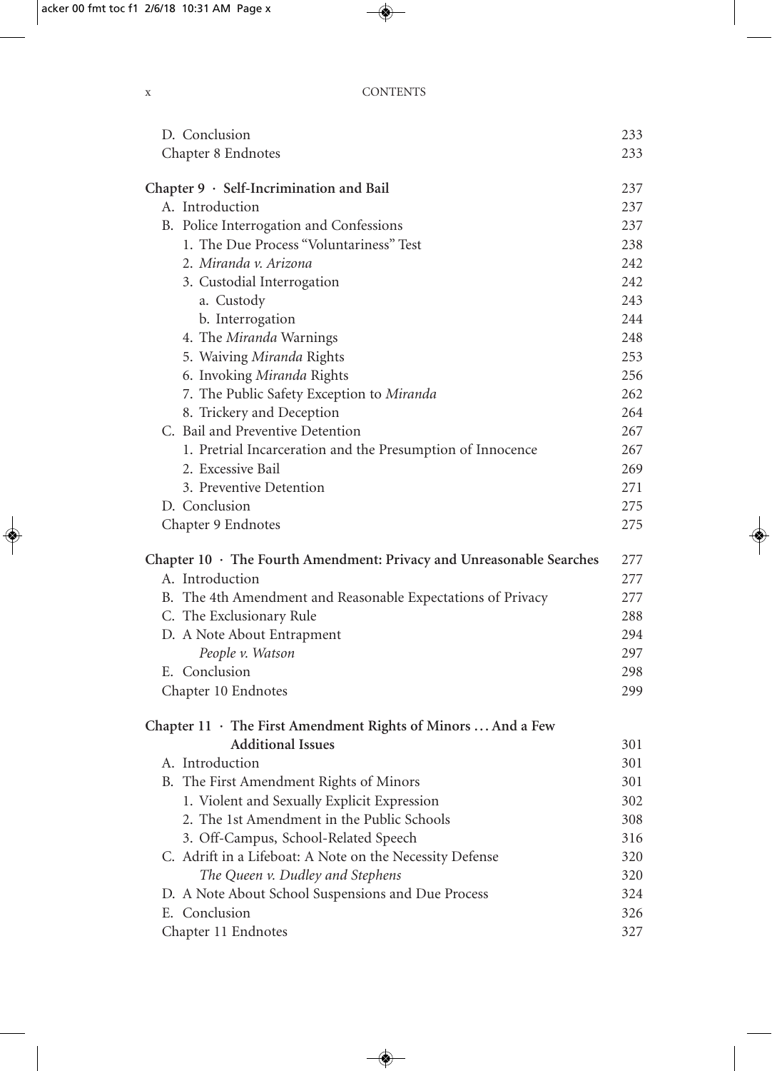D. Conclusion 233
Chapter 8 Endnotes 233

**Chapter 9 · Self-Incrimination and Bail** 237

- A. Introduction 237
- B. Police Interrogation and Confessions 237
  - 1. The Due Process "Voluntariness" Test 238
  - 2. *Miranda v. Arizona* 242
  - 3. Custodial Interrogation 242
    - a. Custody 243
    - b. Interrogation 244
  - 4. The *Miranda* Warnings 248
  - 5. Waiving *Miranda* Rights 253
  - 6. Invoking *Miranda* Rights 256
  - 7. The Public Safety Exception to *Miranda* 262
  - 8. Trickery and Deception 264
- C. Bail and Preventive Detention 267
  - 1. Pretrial Incarceration and the Presumption of Innocence 267
  - 2. Excessive Bail 269
  - 3. Preventive Detention 271
- D. Conclusion 275
- Chapter 9 Endnotes 275

**Chapter 10 · The Fourth Amendment: Privacy and Unreasonable Searches** 277

- A. Introduction 277
- B. The 4th Amendment and Reasonable Expectations of Privacy 277
- C. The Exclusionary Rule 288
- D. A Note About Entrapment 294
  - *People v. Watson* 297
- E. Conclusion 298
- Chapter 10 Endnotes 299

**Chapter 11 · The First Amendment Rights of Minors … And a Few Additional Issues** 301

- A. Introduction 301
- B. The First Amendment Rights of Minors 301
  - 1. Violent and Sexually Explicit Expression 302
  - 2. The 1st Amendment in the Public Schools 308
  - 3. Off-Campus, School-Related Speech 316
- C. Adrift in a Lifeboat: A Note on the Necessity Defense 320
  - *The Queen v. Dudley and Stephens* 320
- D. A Note About School Suspensions and Due Process 324
- E. Conclusion 326
- Chapter 11 Endnotes 327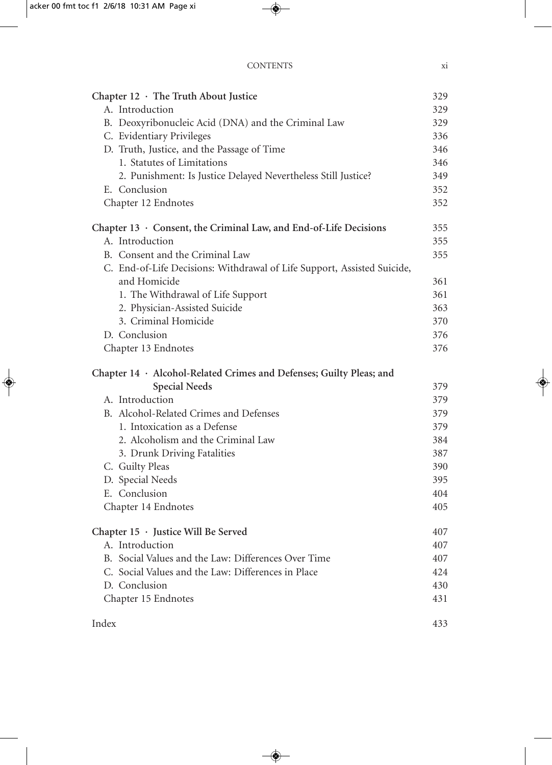| | |
|---|---|
| **Chapter 12 · The Truth About Justice** | 329 |
| A. Introduction | 329 |
| B. Deoxyribonucleic Acid (DNA) and the Criminal Law | 329 |
| C. Evidentiary Privileges | 336 |
| D. Truth, Justice, and the Passage of Time | 346 |
| 1. Statutes of Limitations | 346 |
| 2. Punishment: Is Justice Delayed Nevertheless Still Justice? | 349 |
| E. Conclusion | 352 |
| Chapter 12 Endnotes | 352 |
| **Chapter 13 · Consent, the Criminal Law, and End-of-Life Decisions** | 355 |
| A. Introduction | 355 |
| B. Consent and the Criminal Law | 355 |
| C. End-of-Life Decisions: Withdrawal of Life Support, Assisted Suicide, and Homicide | 361 |
| 1. The Withdrawal of Life Support | 361 |
| 2. Physician-Assisted Suicide | 363 |
| 3. Criminal Homicide | 370 |
| D. Conclusion | 376 |
| Chapter 13 Endnotes | 376 |
| **Chapter 14 · Alcohol-Related Crimes and Defenses; Guilty Pleas; and Special Needs** | 379 |
| A. Introduction | 379 |
| B. Alcohol-Related Crimes and Defenses | 379 |
| 1. Intoxication as a Defense | 379 |
| 2. Alcoholism and the Criminal Law | 384 |
| 3. Drunk Driving Fatalities | 387 |
| C. Guilty Pleas | 390 |
| D. Special Needs | 395 |
| E. Conclusion | 404 |
| Chapter 14 Endnotes | 405 |
| **Chapter 15 · Justice Will Be Served** | 407 |
| A. Introduction | 407 |
| B. Social Values and the Law: Differences Over Time | 407 |
| C. Social Values and the Law: Differences in Place | 424 |
| D. Conclusion | 430 |
| Chapter 15 Endnotes | 431 |
| Index | 433 |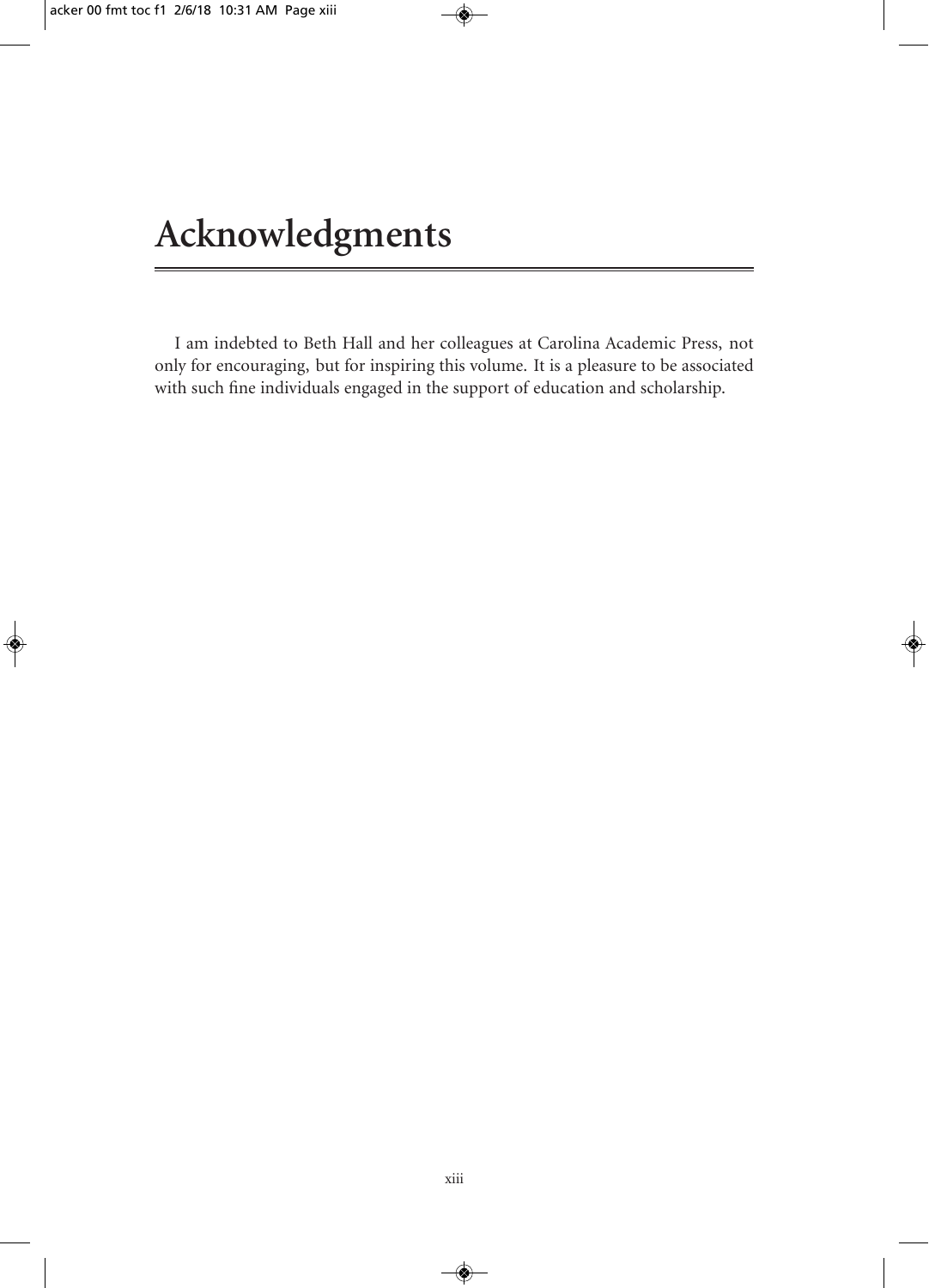# Acknowledgments

I am indebted to Beth Hall and her colleagues at Carolina Academic Press, not only for encouraging, but for inspiring this volume. It is a pleasure to be associated with such fine individuals engaged in the support of education and scholarship.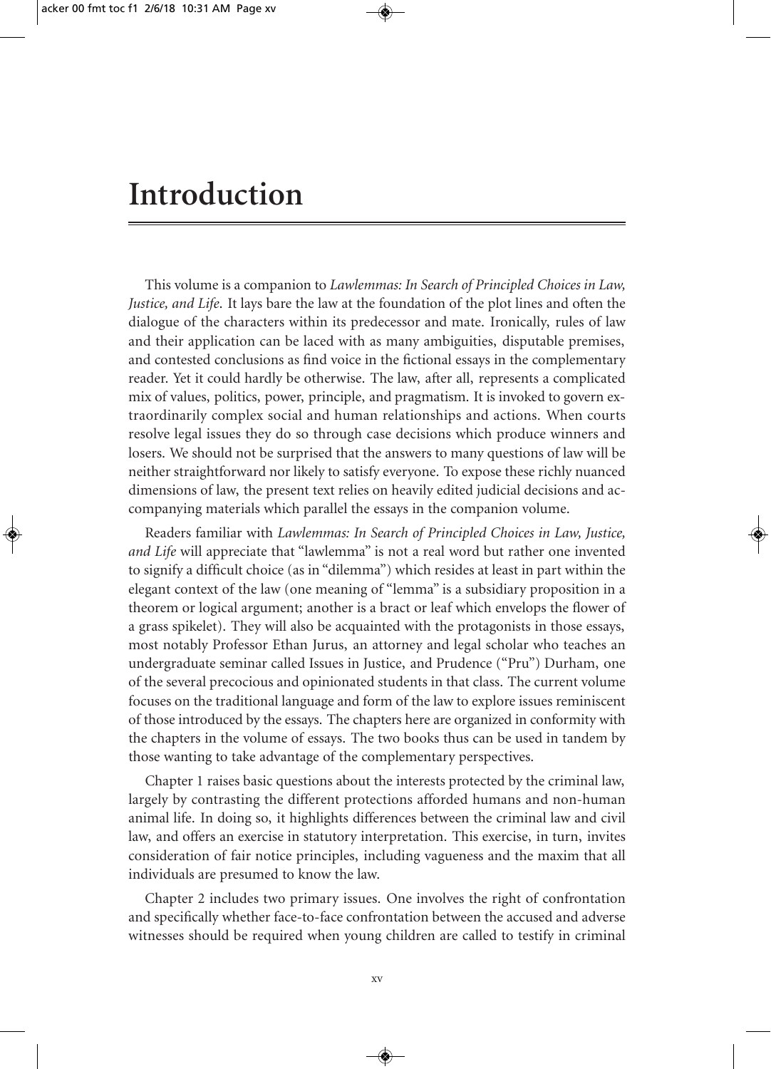# Introduction

This volume is a companion to *Lawlemmas: In Search of Principled Choices in Law, Justice, and Life*. It lays bare the law at the foundation of the plot lines and often the dialogue of the characters within its predecessor and mate. Ironically, rules of law and their application can be laced with as many ambiguities, disputable premises, and contested conclusions as find voice in the fictional essays in the complementary reader. Yet it could hardly be otherwise. The law, after all, represents a complicated mix of values, politics, power, principle, and pragmatism. It is invoked to govern extraordinarily complex social and human relationships and actions. When courts resolve legal issues they do so through case decisions which produce winners and losers. We should not be surprised that the answers to many questions of law will be neither straightforward nor likely to satisfy everyone. To expose these richly nuanced dimensions of law, the present text relies on heavily edited judicial decisions and accompanying materials which parallel the essays in the companion volume.

Readers familiar with *Lawlemmas: In Search of Principled Choices in Law, Justice, and Life* will appreciate that "lawlemma" is not a real word but rather one invented to signify a difficult choice (as in "dilemma") which resides at least in part within the elegant context of the law (one meaning of "lemma" is a subsidiary proposition in a theorem or logical argument; another is a bract or leaf which envelops the flower of a grass spikelet). They will also be acquainted with the protagonists in those essays, most notably Professor Ethan Jurus, an attorney and legal scholar who teaches an undergraduate seminar called Issues in Justice, and Prudence ("Pru") Durham, one of the several precocious and opinionated students in that class. The current volume focuses on the traditional language and form of the law to explore issues reminiscent of those introduced by the essays. The chapters here are organized in conformity with the chapters in the volume of essays. The two books thus can be used in tandem by those wanting to take advantage of the complementary perspectives.

Chapter 1 raises basic questions about the interests protected by the criminal law, largely by contrasting the different protections afforded humans and non-human animal life. In doing so, it highlights differences between the criminal law and civil law, and offers an exercise in statutory interpretation. This exercise, in turn, invites consideration of fair notice principles, including vagueness and the maxim that all individuals are presumed to know the law.

Chapter 2 includes two primary issues. One involves the right of confrontation and specifically whether face-to-face confrontation between the accused and adverse witnesses should be required when young children are called to testify in criminal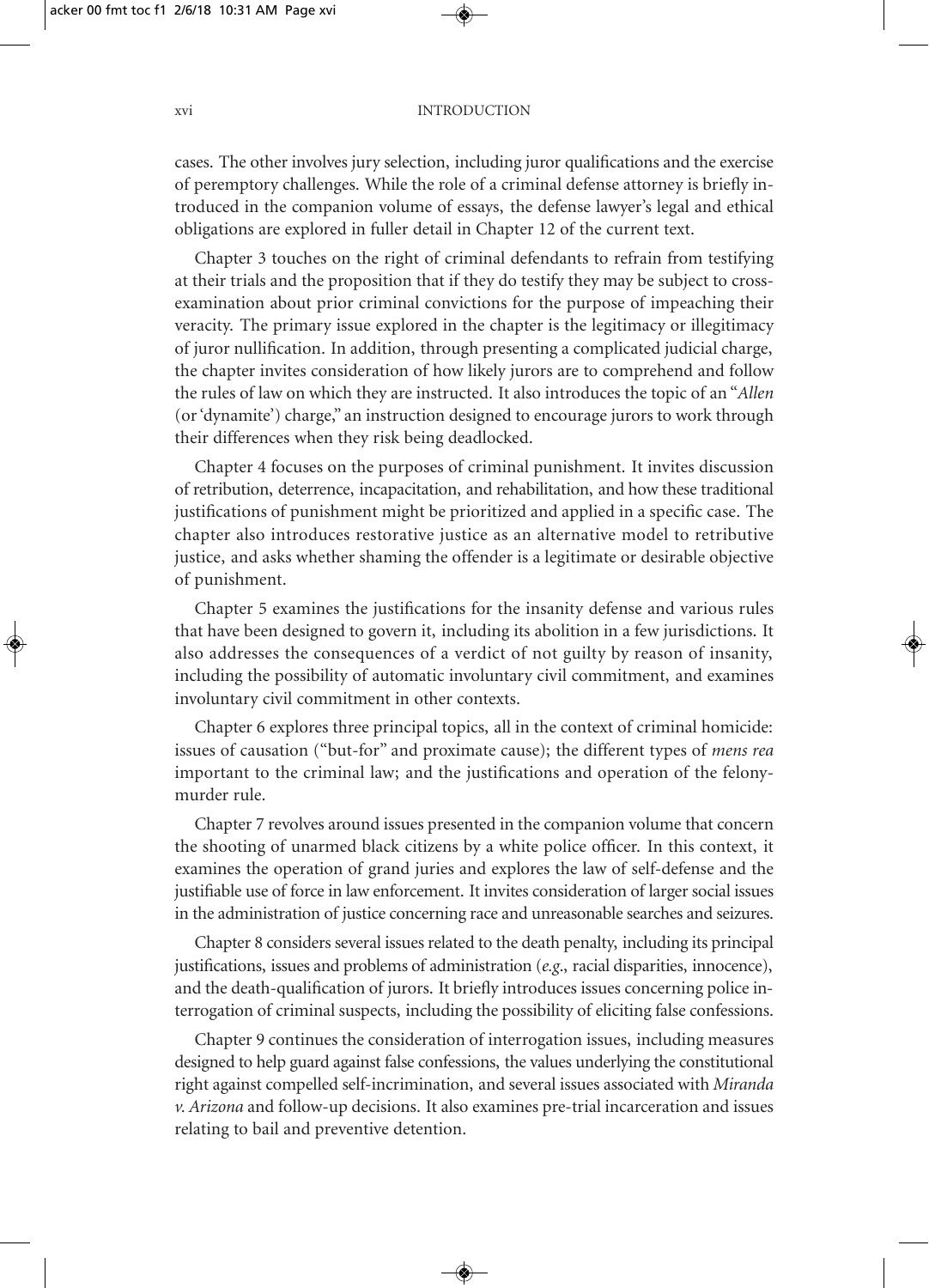cases. The other involves jury selection, including juror qualifications and the exercise of peremptory challenges. While the role of a criminal defense attorney is briefly introduced in the companion volume of essays, the defense lawyer's legal and ethical obligations are explored in fuller detail in Chapter 12 of the current text.

Chapter 3 touches on the right of criminal defendants to refrain from testifying at their trials and the proposition that if they do testify they may be subject to cross-examination about prior criminal convictions for the purpose of impeaching their veracity. The primary issue explored in the chapter is the legitimacy or illegitimacy of juror nullification. In addition, through presenting a complicated judicial charge, the chapter invites consideration of how likely jurors are to comprehend and follow the rules of law on which they are instructed. It also introduces the topic of an "*Allen* (or 'dynamite') charge," an instruction designed to encourage jurors to work through their differences when they risk being deadlocked.

Chapter 4 focuses on the purposes of criminal punishment. It invites discussion of retribution, deterrence, incapacitation, and rehabilitation, and how these traditional justifications of punishment might be prioritized and applied in a specific case. The chapter also introduces restorative justice as an alternative model to retributive justice, and asks whether shaming the offender is a legitimate or desirable objective of punishment.

Chapter 5 examines the justifications for the insanity defense and various rules that have been designed to govern it, including its abolition in a few jurisdictions. It also addresses the consequences of a verdict of not guilty by reason of insanity, including the possibility of automatic involuntary civil commitment, and examines involuntary civil commitment in other contexts.

Chapter 6 explores three principal topics, all in the context of criminal homicide: issues of causation ("but-for" and proximate cause); the different types of *mens rea* important to the criminal law; and the justifications and operation of the felony-murder rule.

Chapter 7 revolves around issues presented in the companion volume that concern the shooting of unarmed black citizens by a white police officer. In this context, it examines the operation of grand juries and explores the law of self-defense and the justifiable use of force in law enforcement. It invites consideration of larger social issues in the administration of justice concerning race and unreasonable searches and seizures.

Chapter 8 considers several issues related to the death penalty, including its principal justifications, issues and problems of administration (*e.g.*, racial disparities, innocence), and the death-qualification of jurors. It briefly introduces issues concerning police interrogation of criminal suspects, including the possibility of eliciting false confessions.

Chapter 9 continues the consideration of interrogation issues, including measures designed to help guard against false confessions, the values underlying the constitutional right against compelled self-incrimination, and several issues associated with *Miranda v. Arizona* and follow-up decisions. It also examines pre-trial incarceration and issues relating to bail and preventive detention.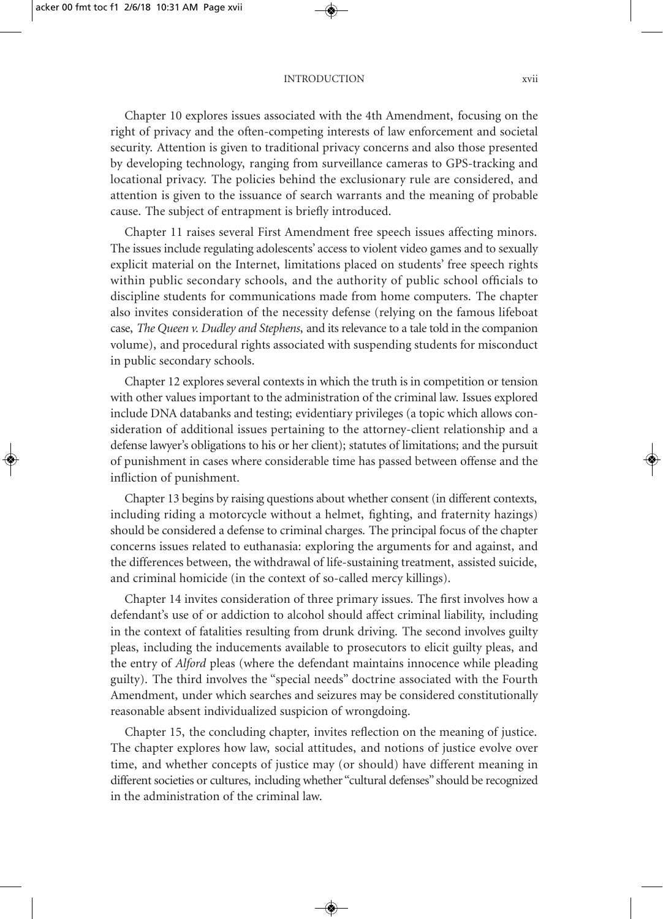Chapter 10 explores issues associated with the 4th Amendment, focusing on the right of privacy and the often-competing interests of law enforcement and societal security. Attention is given to traditional privacy concerns and also those presented by developing technology, ranging from surveillance cameras to GPS-tracking and locational privacy. The policies behind the exclusionary rule are considered, and attention is given to the issuance of search warrants and the meaning of probable cause. The subject of entrapment is briefly introduced.

Chapter 11 raises several First Amendment free speech issues affecting minors. The issues include regulating adolescents' access to violent video games and to sexually explicit material on the Internet, limitations placed on students' free speech rights within public secondary schools, and the authority of public school officials to discipline students for communications made from home computers. The chapter also invites consideration of the necessity defense (relying on the famous lifeboat case, *The Queen v. Dudley and Stephens*, and its relevance to a tale told in the companion volume), and procedural rights associated with suspending students for misconduct in public secondary schools.

Chapter 12 explores several contexts in which the truth is in competition or tension with other values important to the administration of the criminal law. Issues explored include DNA databanks and testing; evidentiary privileges (a topic which allows consideration of additional issues pertaining to the attorney-client relationship and a defense lawyer's obligations to his or her client); statutes of limitations; and the pursuit of punishment in cases where considerable time has passed between offense and the infliction of punishment.

Chapter 13 begins by raising questions about whether consent (in different contexts, including riding a motorcycle without a helmet, fighting, and fraternity hazings) should be considered a defense to criminal charges. The principal focus of the chapter concerns issues related to euthanasia: exploring the arguments for and against, and the differences between, the withdrawal of life-sustaining treatment, assisted suicide, and criminal homicide (in the context of so-called mercy killings).

Chapter 14 invites consideration of three primary issues. The first involves how a defendant's use of or addiction to alcohol should affect criminal liability, including in the context of fatalities resulting from drunk driving. The second involves guilty pleas, including the inducements available to prosecutors to elicit guilty pleas, and the entry of *Alford* pleas (where the defendant maintains innocence while pleading guilty). The third involves the "special needs" doctrine associated with the Fourth Amendment, under which searches and seizures may be considered constitutionally reasonable absent individualized suspicion of wrongdoing.

Chapter 15, the concluding chapter, invites reflection on the meaning of justice. The chapter explores how law, social attitudes, and notions of justice evolve over time, and whether concepts of justice may (or should) have different meaning in different societies or cultures, including whether "cultural defenses" should be recognized in the administration of the criminal law.